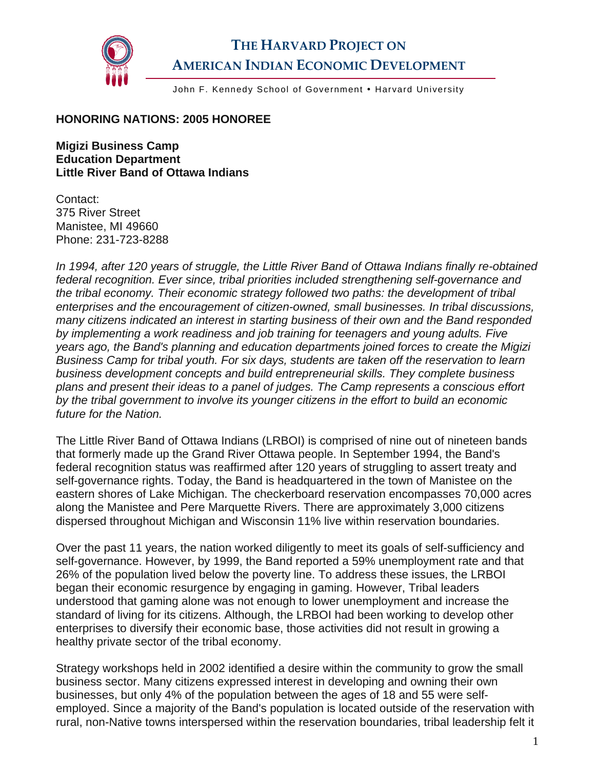# THE HARVARD PROJECT ON AMERICAN INDIAN ECONOMIC DEVELOPMENT

John F. Kennedy School of Government • Harvard University

## HONORING NATIONS: 2005 HONOREE

**Migizi Business Camp**
**Education Department**
**Little River Band of Ottawa Indians**

Contact:
375 River Street
Manistee, MI 49660
Phone: 231-723-8288

*In 1994, after 120 years of struggle, the Little River Band of Ottawa Indians finally re-obtained federal recognition. Ever since, tribal priorities included strengthening self-governance and the tribal economy. Their economic strategy followed two paths: the development of tribal enterprises and the encouragement of citizen-owned, small businesses. In tribal discussions, many citizens indicated an interest in starting business of their own and the Band responded by implementing a work readiness and job training for teenagers and young adults. Five years ago, the Band's planning and education departments joined forces to create the Migizi Business Camp for tribal youth. For six days, students are taken off the reservation to learn business development concepts and build entrepreneurial skills. They complete business plans and present their ideas to a panel of judges. The Camp represents a conscious effort by the tribal government to involve its younger citizens in the effort to build an economic future for the Nation.*

The Little River Band of Ottawa Indians (LRBOI) is comprised of nine out of nineteen bands that formerly made up the Grand River Ottawa people. In September 1994, the Band's federal recognition status was reaffirmed after 120 years of struggling to assert treaty and self-governance rights. Today, the Band is headquartered in the town of Manistee on the eastern shores of Lake Michigan. The checkerboard reservation encompasses 70,000 acres along the Manistee and Pere Marquette Rivers. There are approximately 3,000 citizens dispersed throughout Michigan and Wisconsin 11% live within reservation boundaries.

Over the past 11 years, the nation worked diligently to meet its goals of self-sufficiency and self-governance. However, by 1999, the Band reported a 59% unemployment rate and that 26% of the population lived below the poverty line. To address these issues, the LRBOI began their economic resurgence by engaging in gaming. However, Tribal leaders understood that gaming alone was not enough to lower unemployment and increase the standard of living for its citizens. Although, the LRBOI had been working to develop other enterprises to diversify their economic base, those activities did not result in growing a healthy private sector of the tribal economy.

Strategy workshops held in 2002 identified a desire within the community to grow the small business sector. Many citizens expressed interest in developing and owning their own businesses, but only 4% of the population between the ages of 18 and 55 were self-employed. Since a majority of the Band's population is located outside of the reservation with rural, non-Native towns interspersed within the reservation boundaries, tribal leadership felt it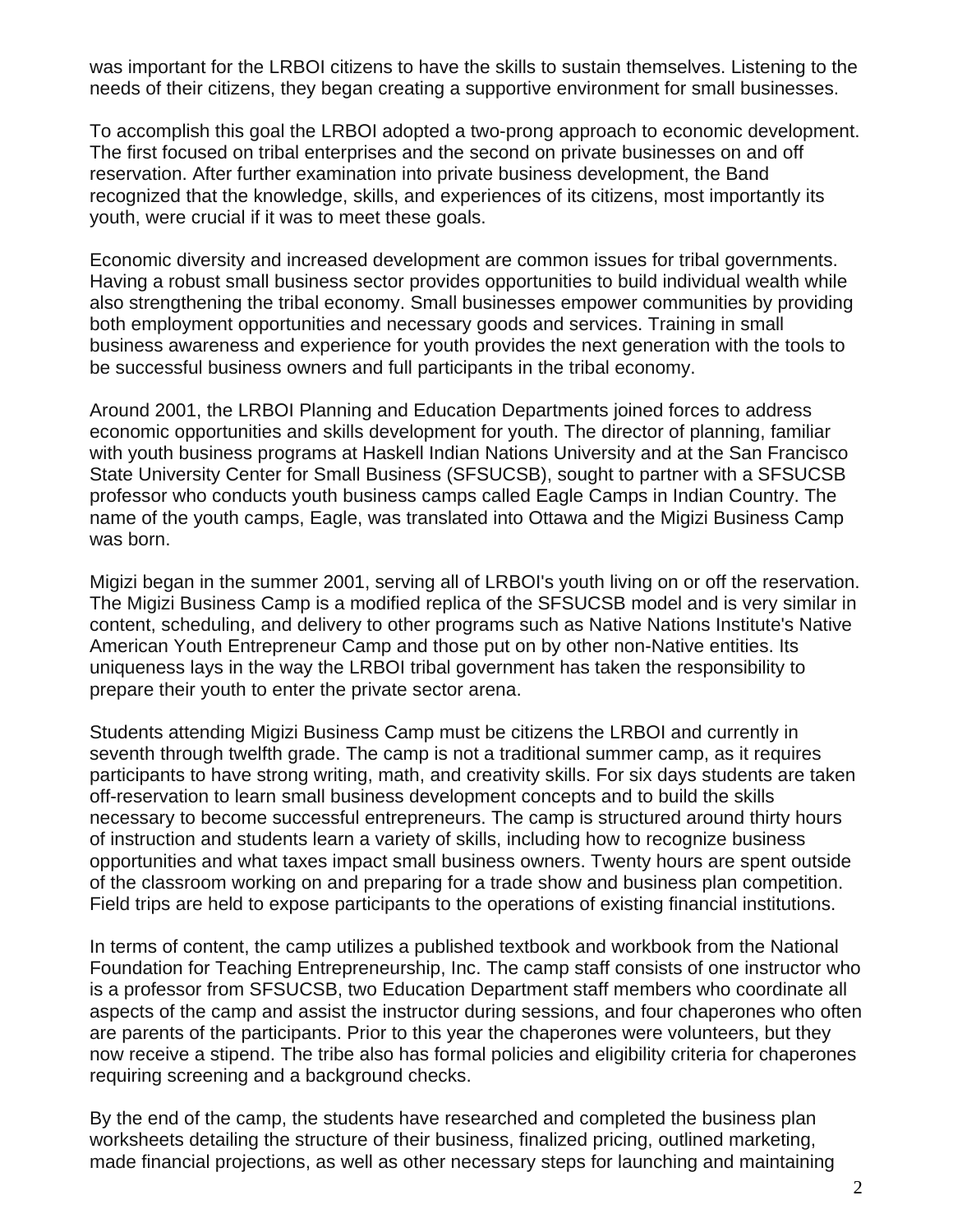was important for the LRBOI citizens to have the skills to sustain themselves. Listening to the needs of their citizens, they began creating a supportive environment for small businesses.

To accomplish this goal the LRBOI adopted a two-prong approach to economic development. The first focused on tribal enterprises and the second on private businesses on and off reservation. After further examination into private business development, the Band recognized that the knowledge, skills, and experiences of its citizens, most importantly its youth, were crucial if it was to meet these goals.

Economic diversity and increased development are common issues for tribal governments. Having a robust small business sector provides opportunities to build individual wealth while also strengthening the tribal economy. Small businesses empower communities by providing both employment opportunities and necessary goods and services. Training in small business awareness and experience for youth provides the next generation with the tools to be successful business owners and full participants in the tribal economy.

Around 2001, the LRBOI Planning and Education Departments joined forces to address economic opportunities and skills development for youth. The director of planning, familiar with youth business programs at Haskell Indian Nations University and at the San Francisco State University Center for Small Business (SFSUCSB), sought to partner with a SFSUCSB professor who conducts youth business camps called Eagle Camps in Indian Country. The name of the youth camps, Eagle, was translated into Ottawa and the Migizi Business Camp was born.

Migizi began in the summer 2001, serving all of LRBOI's youth living on or off the reservation. The Migizi Business Camp is a modified replica of the SFSUCSB model and is very similar in content, scheduling, and delivery to other programs such as Native Nations Institute's Native American Youth Entrepreneur Camp and those put on by other non-Native entities. Its uniqueness lays in the way the LRBOI tribal government has taken the responsibility to prepare their youth to enter the private sector arena.

Students attending Migizi Business Camp must be citizens the LRBOI and currently in seventh through twelfth grade. The camp is not a traditional summer camp, as it requires participants to have strong writing, math, and creativity skills. For six days students are taken off-reservation to learn small business development concepts and to build the skills necessary to become successful entrepreneurs. The camp is structured around thirty hours of instruction and students learn a variety of skills, including how to recognize business opportunities and what taxes impact small business owners. Twenty hours are spent outside of the classroom working on and preparing for a trade show and business plan competition. Field trips are held to expose participants to the operations of existing financial institutions.

In terms of content, the camp utilizes a published textbook and workbook from the National Foundation for Teaching Entrepreneurship, Inc. The camp staff consists of one instructor who is a professor from SFSUCSB, two Education Department staff members who coordinate all aspects of the camp and assist the instructor during sessions, and four chaperones who often are parents of the participants. Prior to this year the chaperones were volunteers, but they now receive a stipend. The tribe also has formal policies and eligibility criteria for chaperones requiring screening and a background checks.

By the end of the camp, the students have researched and completed the business plan worksheets detailing the structure of their business, finalized pricing, outlined marketing, made financial projections, as well as other necessary steps for launching and maintaining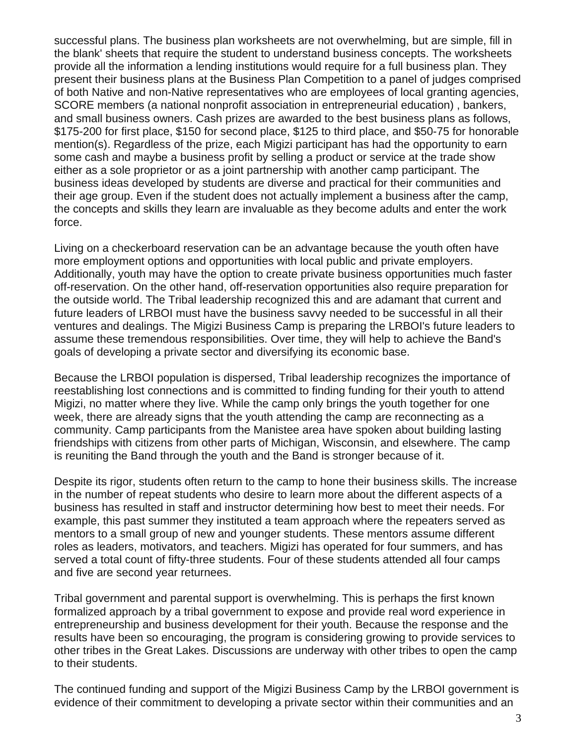successful plans. The business plan worksheets are not overwhelming, but are simple, fill in the blank' sheets that require the student to understand business concepts. The worksheets provide all the information a lending institutions would require for a full business plan. They present their business plans at the Business Plan Competition to a panel of judges comprised of both Native and non-Native representatives who are employees of local granting agencies, SCORE members (a national nonprofit association in entrepreneurial education) , bankers, and small business owners. Cash prizes are awarded to the best business plans as follows, $175-200 for first place, $150 for second place, $125 to third place, and $50-75 for honorable mention(s). Regardless of the prize, each Migizi participant has had the opportunity to earn some cash and maybe a business profit by selling a product or service at the trade show either as a sole proprietor or as a joint partnership with another camp participant. The business ideas developed by students are diverse and practical for their communities and their age group. Even if the student does not actually implement a business after the camp, the concepts and skills they learn are invaluable as they become adults and enter the work force.

Living on a checkerboard reservation can be an advantage because the youth often have more employment options and opportunities with local public and private employers. Additionally, youth may have the option to create private business opportunities much faster off-reservation. On the other hand, off-reservation opportunities also require preparation for the outside world. The Tribal leadership recognized this and are adamant that current and future leaders of LRBOI must have the business savvy needed to be successful in all their ventures and dealings. The Migizi Business Camp is preparing the LRBOI's future leaders to assume these tremendous responsibilities. Over time, they will help to achieve the Band's goals of developing a private sector and diversifying its economic base.

Because the LRBOI population is dispersed, Tribal leadership recognizes the importance of reestablishing lost connections and is committed to finding funding for their youth to attend Migizi, no matter where they live. While the camp only brings the youth together for one week, there are already signs that the youth attending the camp are reconnecting as a community. Camp participants from the Manistee area have spoken about building lasting friendships with citizens from other parts of Michigan, Wisconsin, and elsewhere. The camp is reuniting the Band through the youth and the Band is stronger because of it.

Despite its rigor, students often return to the camp to hone their business skills. The increase in the number of repeat students who desire to learn more about the different aspects of a business has resulted in staff and instructor determining how best to meet their needs. For example, this past summer they instituted a team approach where the repeaters served as mentors to a small group of new and younger students. These mentors assume different roles as leaders, motivators, and teachers. Migizi has operated for four summers, and has served a total count of fifty-three students. Four of these students attended all four camps and five are second year returnees.

Tribal government and parental support is overwhelming. This is perhaps the first known formalized approach by a tribal government to expose and provide real word experience in entrepreneurship and business development for their youth. Because the response and the results have been so encouraging, the program is considering growing to provide services to other tribes in the Great Lakes. Discussions are underway with other tribes to open the camp to their students.

The continued funding and support of the Migizi Business Camp by the LRBOI government is evidence of their commitment to developing a private sector within their communities and an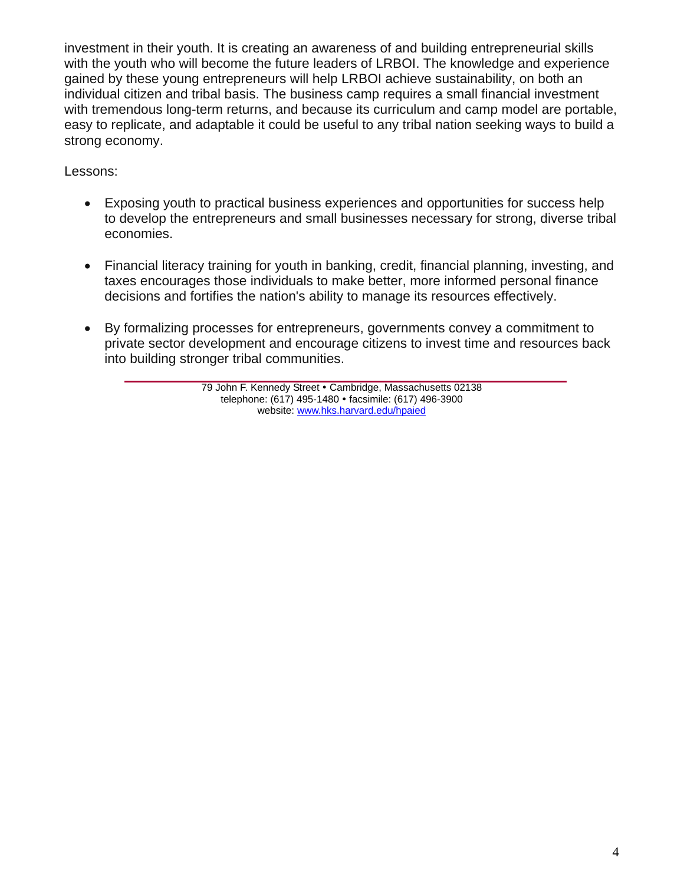investment in their youth. It is creating an awareness of and building entrepreneurial skills with the youth who will become the future leaders of LRBOI. The knowledge and experience gained by these young entrepreneurs will help LRBOI achieve sustainability, on both an individual citizen and tribal basis. The business camp requires a small financial investment with tremendous long-term returns, and because its curriculum and camp model are portable, easy to replicate, and adaptable it could be useful to any tribal nation seeking ways to build a strong economy.

Lessons:

- Exposing youth to practical business experiences and opportunities for success help to develop the entrepreneurs and small businesses necessary for strong, diverse tribal economies.
- Financial literacy training for youth in banking, credit, financial planning, investing, and taxes encourages those individuals to make better, more informed personal finance decisions and fortifies the nation's ability to manage its resources effectively.
- By formalizing processes for entrepreneurs, governments convey a commitment to private sector development and encourage citizens to invest time and resources back into building stronger tribal communities.

79 John F. Kennedy Street • Cambridge, Massachusetts 02138
telephone: (617) 495-1480 • facsimile: (617) 496-3900
website: www.hks.harvard.edu/hpaied